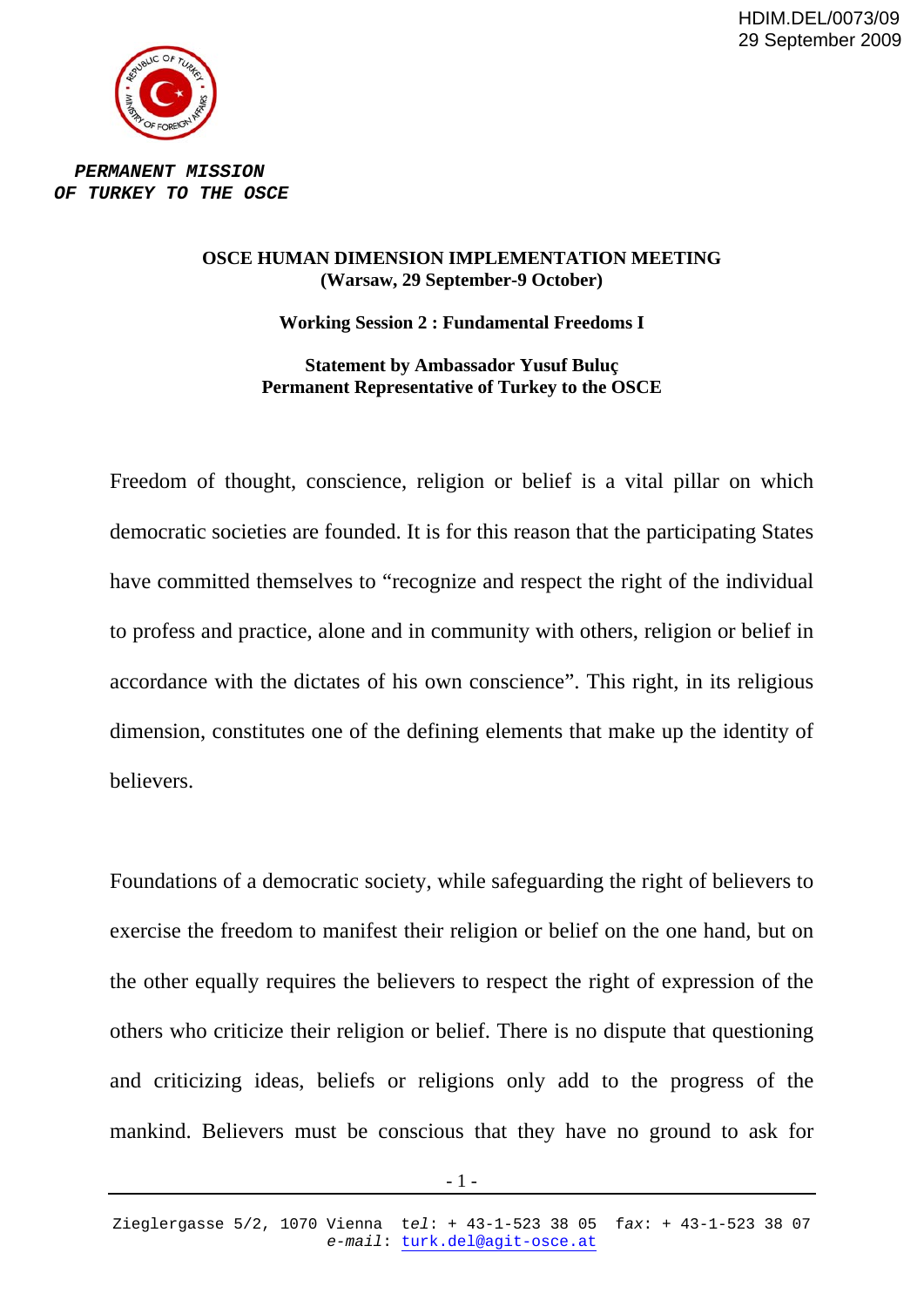HDIM.DEL/0073/09
29 September 2009

**PERMANENT MISSION OF TURKEY TO THE OSCE**

**OSCE HUMAN DIMENSION IMPLEMENTATION MEETING**
**(Warsaw, 29 September-9 October)**

**Working Session 2 : Fundamental Freedoms I**

**Statement by Ambassador Yusuf Buluç**
**Permanent Representative of Turkey to the OSCE**

Freedom of thought, conscience, religion or belief is a vital pillar on which democratic societies are founded. It is for this reason that the participating States have committed themselves to "recognize and respect the right of the individual to profess and practice, alone and in community with others, religion or belief in accordance with the dictates of his own conscience". This right, in its religious dimension, constitutes one of the defining elements that make up the identity of believers.

Foundations of a democratic society, while safeguarding the right of believers to exercise the freedom to manifest their religion or belief on the one hand, but on the other equally requires the believers to respect the right of expression of the others who criticize their religion or belief. There is no dispute that questioning and criticizing ideas, beliefs or religions only add to the progress of the mankind. Believers must be conscious that they have no ground to ask for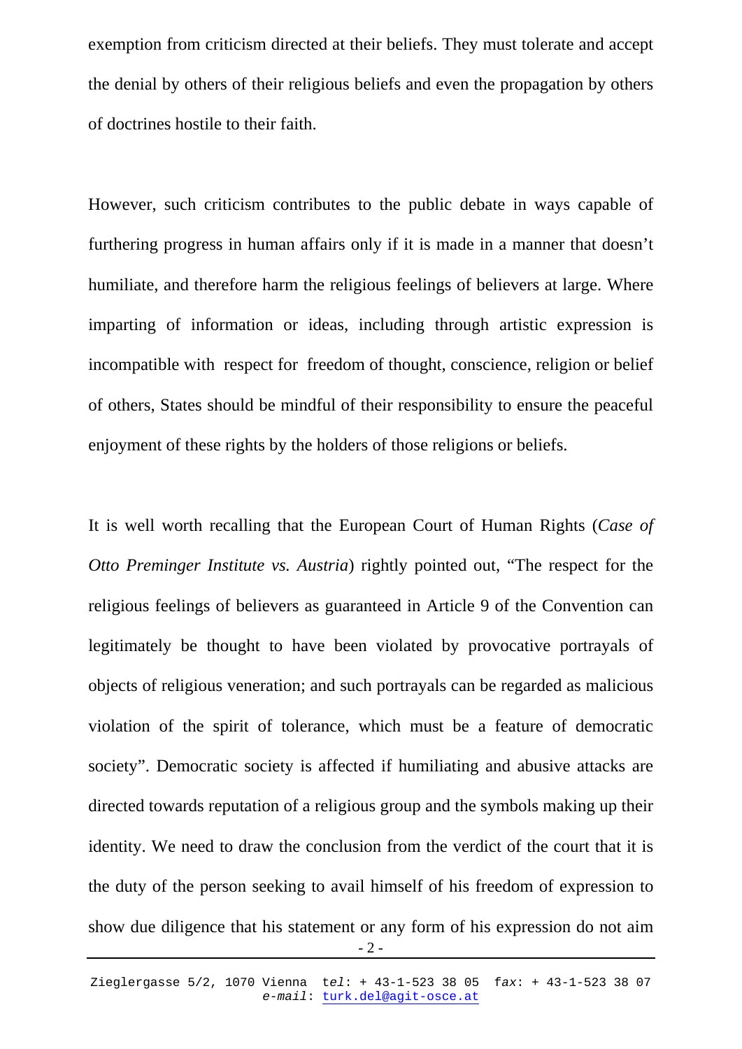exemption from criticism directed at their beliefs. They must tolerate and accept the denial by others of their religious beliefs and even the propagation by others of doctrines hostile to their faith.

However, such criticism contributes to the public debate in ways capable of furthering progress in human affairs only if it is made in a manner that doesn't humiliate, and therefore harm the religious feelings of believers at large. Where imparting of information or ideas, including through artistic expression is incompatible with respect for freedom of thought, conscience, religion or belief of others, States should be mindful of their responsibility to ensure the peaceful enjoyment of these rights by the holders of those religions or beliefs.

It is well worth recalling that the European Court of Human Rights (*Case of Otto Preminger Institute vs. Austria*) rightly pointed out, "The respect for the religious feelings of believers as guaranteed in Article 9 of the Convention can legitimately be thought to have been violated by provocative portrayals of objects of religious veneration; and such portrayals can be regarded as malicious violation of the spirit of tolerance, which must be a feature of democratic society". Democratic society is affected if humiliating and abusive attacks are directed towards reputation of a religious group and the symbols making up their identity. We need to draw the conclusion from the verdict of the court that it is the duty of the person seeking to avail himself of his freedom of expression to show due diligence that his statement or any form of his expression do not aim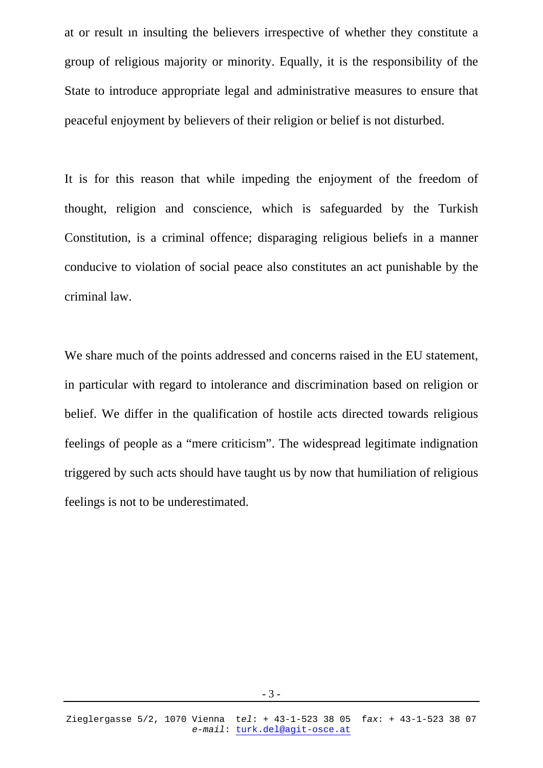at or result ın insulting the believers irrespective of whether they constitute a group of religious majority or minority. Equally, it is the responsibility of the State to introduce appropriate legal and administrative measures to ensure that peaceful enjoyment by believers of their religion or belief is not disturbed.

It is for this reason that while impeding the enjoyment of the freedom of thought, religion and conscience, which is safeguarded by the Turkish Constitution, is a criminal offence; disparaging religious beliefs in a manner conducive to violation of social peace also constitutes an act punishable by the criminal law.

We share much of the points addressed and concerns raised in the EU statement, in particular with regard to intolerance and discrimination based on religion or belief. We differ in the qualification of hostile acts directed towards religious feelings of people as a "mere criticism". The widespread legitimate indignation triggered by such acts should have taught us by now that humiliation of religious feelings is not to be underestimated.